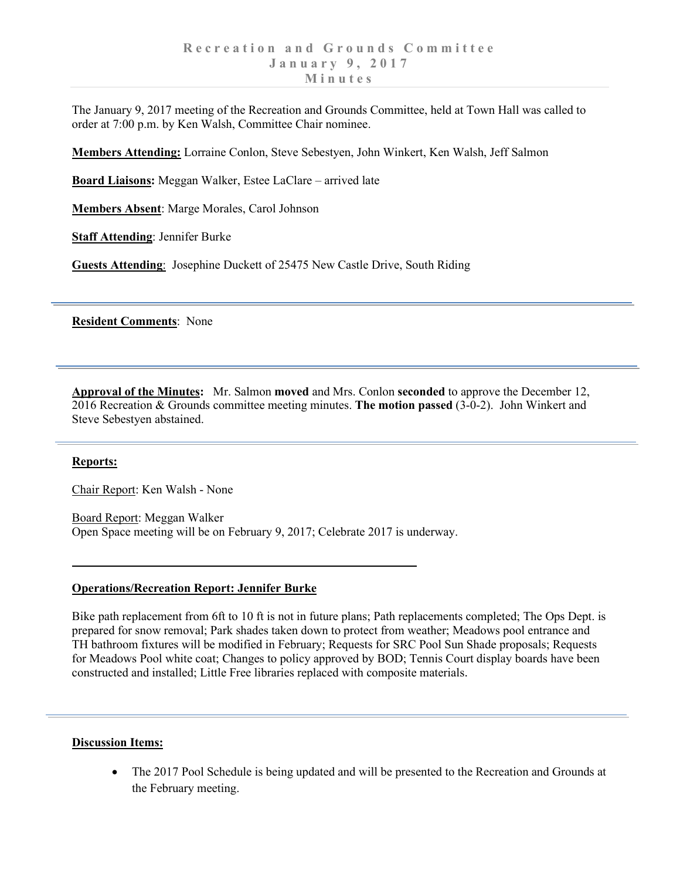# Recreation and Grounds Committee
## January 9, 2017
## Minutes

The January 9, 2017 meeting of the Recreation and Grounds Committee, held at Town Hall was called to order at 7:00 p.m. by Ken Walsh, Committee Chair nominee.

**Members Attending:** Lorraine Conlon, Steve Sebestyen, John Winkert, Ken Walsh, Jeff Salmon

**Board Liaisons:** Meggan Walker, Estee LaClare – arrived late

**Members Absent**: Marge Morales, Carol Johnson

**Staff Attending**: Jennifer Burke

**Guests Attending**: Josephine Duckett of 25475 New Castle Drive, South Riding

---

**Resident Comments**: None

---

**Approval of the Minutes:** Mr. Salmon **moved** and Mrs. Conlon **seconded** to approve the December 12, 2016 Recreation & Grounds committee meeting minutes. **The motion passed** (3-0-2). John Winkert and Steve Sebestyen abstained.

---

**Reports:**

Chair Report: Ken Walsh - None

Board Report: Meggan Walker
Open Space meeting will be on February 9, 2017; Celebrate 2017 is underway.

---

**Operations/Recreation Report: Jennifer Burke**

Bike path replacement from 6ft to 10 ft is not in future plans; Path replacements completed; The Ops Dept. is prepared for snow removal; Park shades taken down to protect from weather; Meadows pool entrance and TH bathroom fixtures will be modified in February; Requests for SRC Pool Sun Shade proposals; Requests for Meadows Pool white coat; Changes to policy approved by BOD; Tennis Court display boards have been constructed and installed; Little Free libraries replaced with composite materials.

---

**Discussion Items:**

- The 2017 Pool Schedule is being updated and will be presented to the Recreation and Grounds at the February meeting.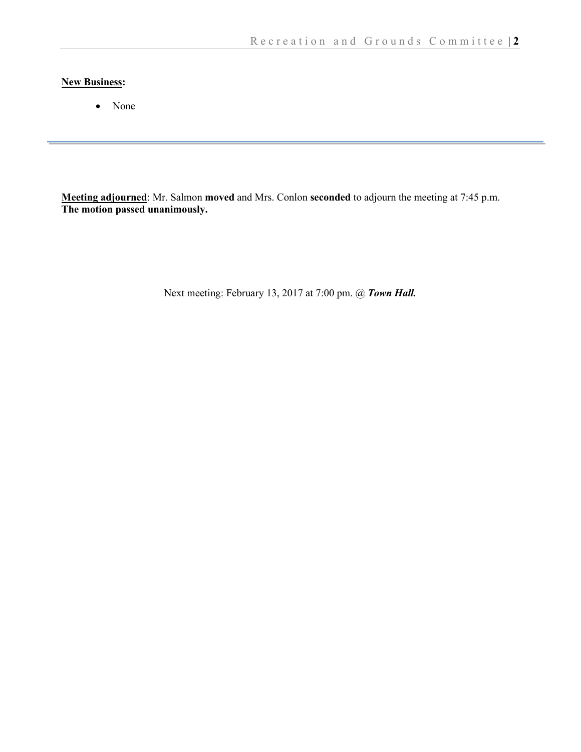**<u>New Business</u>:**

- None

---

**<u>Meeting adjourned</u>**: Mr. Salmon **moved** and Mrs. Conlon **seconded** to adjourn the meeting at 7:45 p.m. **The motion passed unanimously.**

Next meeting: February 13, 2017 at 7:00 pm. @ ***Town Hall.***